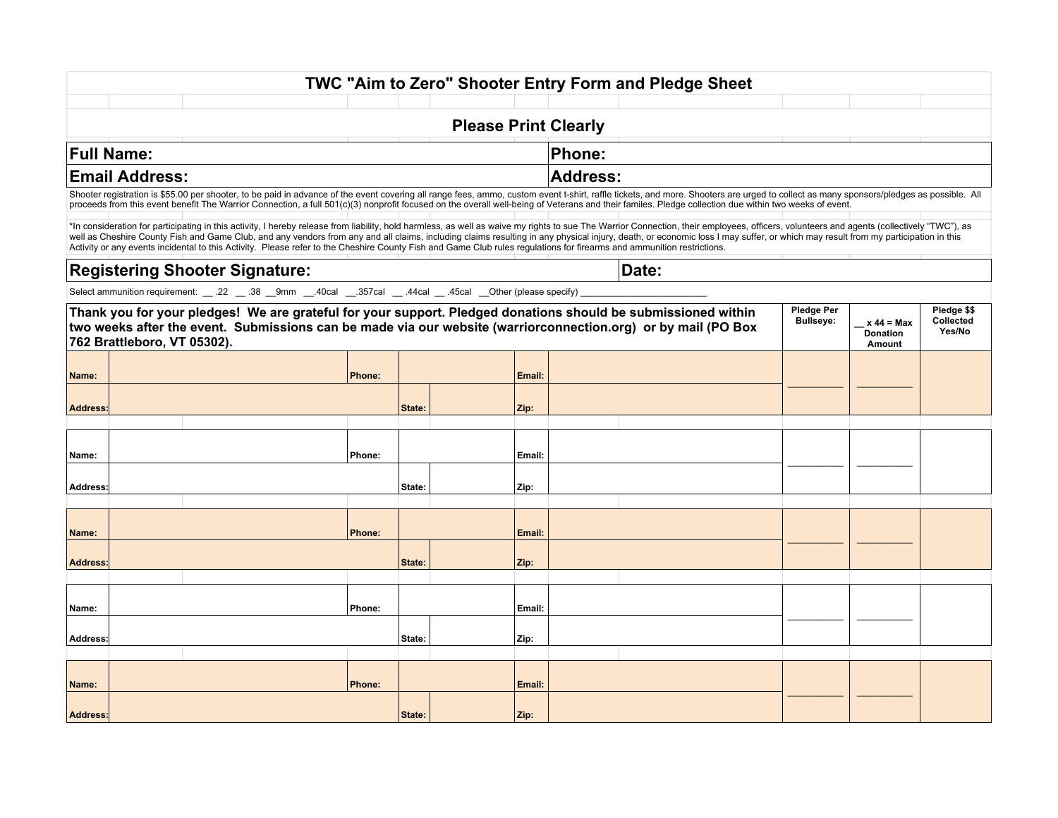# TWC "Aim to Zero" Shooter Entry Form and Pledge Sheet

## Please Print Clearly

| **Full Name:** | **Phone:** |
|---|---|
| **Email Address:** | **Address:** |

Shooter registration is $55.00 per shooter, to be paid in advance of the event covering all range fees, ammo, custom event t-shirt, raffle tickets, and more. Shooters are urged to collect as many sponsors/pledges as possible. All proceeds from this event benefit The Warrior Connection, a full 501(c)(3) nonprofit focused on the overall well-being of Veterans and their familes. Pledge collection due within two weeks of event.

*In consideration for participating in this activity, I hereby release from liability, hold harmless, as well as waive my rights to sue The Warrior Connection, their employees, officers, volunteers and agents (collectively "TWC"), as well as Cheshire County Fish and Game Club, and any vendors from any and all claims, including claims resulting in any physical injury, death, or economic loss I may suffer, or which may result from my participation in this Activity or any events incidental to this Activity. Please refer to the Cheshire County Fish and Game Club rules regulations for firearms and ammunition restrictions.

| **Registering Shooter Signature:** | **Date:** |
|---|---|

Select ammunition requirement: __ .22 __ .38 __9mm __.40cal __.357cal __ .44cal __ .45cal __Other (please specify) ________________________

| **Thank you for your pledges! We are grateful for your support. Pledged donations should be submissioned within two weeks after the event. Submissions can be made via our website (warriorconnection.org) or by mail (PO Box 762 Brattleboro, VT 05302).** | | | | | | Pledge Per Bullseye: | __ x 44 = Max Donation Amount | Pledge $$ Collected Yes/No |
|---|---|---|---|---|---|---|---|---|
| Name: | | Phone: | | Email: | | __________ | __________ | |
| Address: | | State: | | Zip: | | | | |
| Name: | | Phone: | | Email: | | __________ | __________ | |
| Address: | | State: | | Zip: | | | | |
| Name: | | Phone: | | Email: | | __________ | __________ | |
| Address: | | State: | | Zip: | | | | |
| Name: | | Phone: | | Email: | | __________ | __________ | |
| Address: | | State: | | Zip: | | | | |
| Name: | | Phone: | | Email: | | __________ | __________ | |
| Address: | | State: | | Zip: | | | | |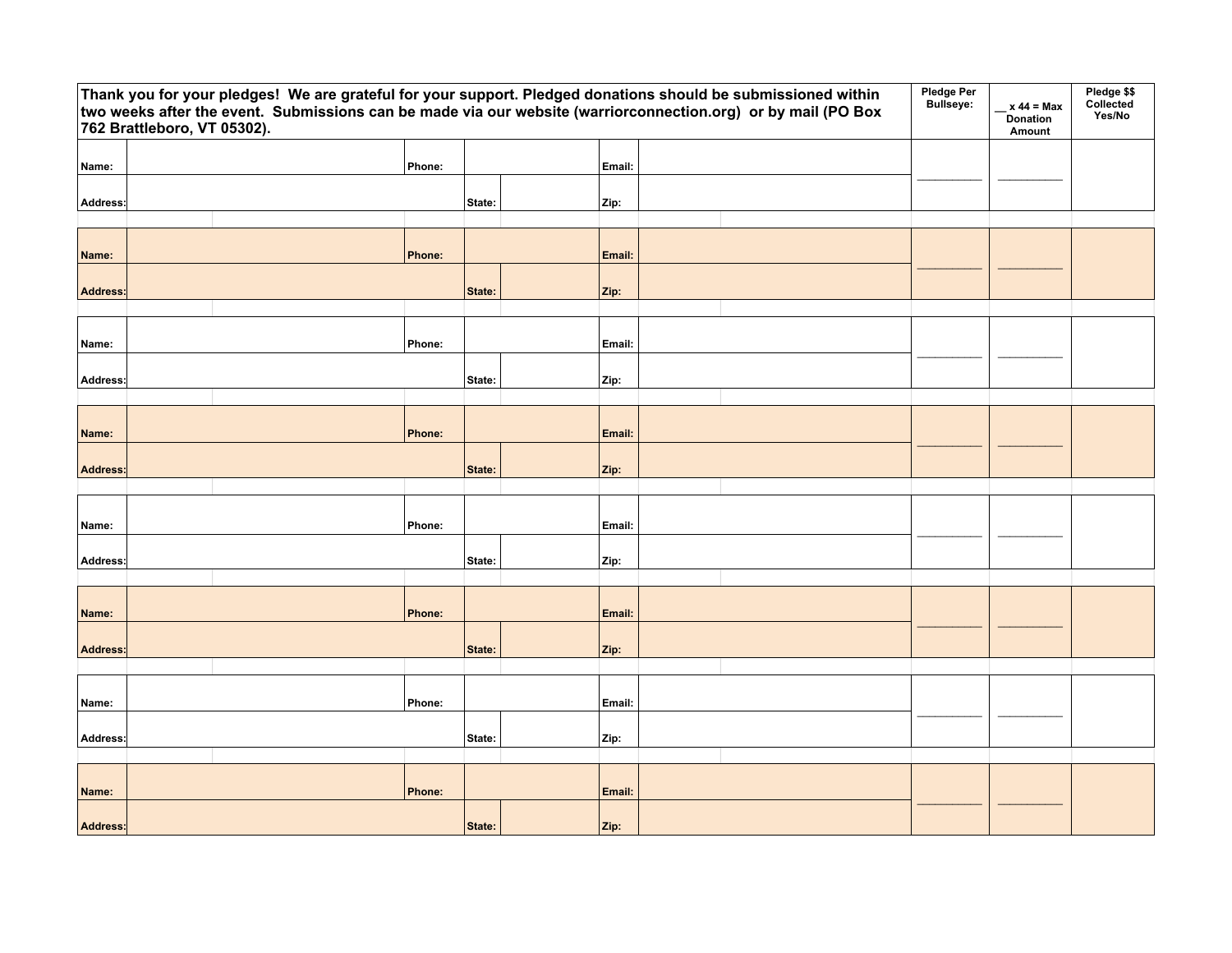| Thank you for your pledges! We are grateful for your support. Pledged donations should be submissioned within two weeks after the event. Submissions can be made via our website (warriorconnection.org) or by mail (PO Box 762 Brattleboro, VT 05302). | | | | | | | Pledge Per Bullseye: | __ x 44 = Max Donation Amount | Pledge $$ Collected Yes/No |
|---|---|---|---|---|---|---|---|---|---|
| Name: | | Phone: | | Email: | | | ________ | ________ | |
| Address: | | | State: | | Zip: | | | | |
| Name: | | Phone: | | Email: | | | ________ | ________ | |
| Address: | | | State: | | Zip: | | | | |
| Name: | | Phone: | | Email: | | | ________ | ________ | |
| Address: | | | State: | | Zip: | | | | |
| Name: | | Phone: | | Email: | | | ________ | ________ | |
| Address: | | | State: | | Zip: | | | | |
| Name: | | Phone: | | Email: | | | ________ | ________ | |
| Address: | | | State: | | Zip: | | | | |
| Name: | | Phone: | | Email: | | | ________ | ________ | |
| Address: | | | State: | | Zip: | | | | |
| Name: | | Phone: | | Email: | | | ________ | ________ | |
| Address: | | | State: | | Zip: | | | | |
| Name: | | Phone: | | Email: | | | ________ | ________ | |
| Address: | | | State: | | Zip: | | | | |